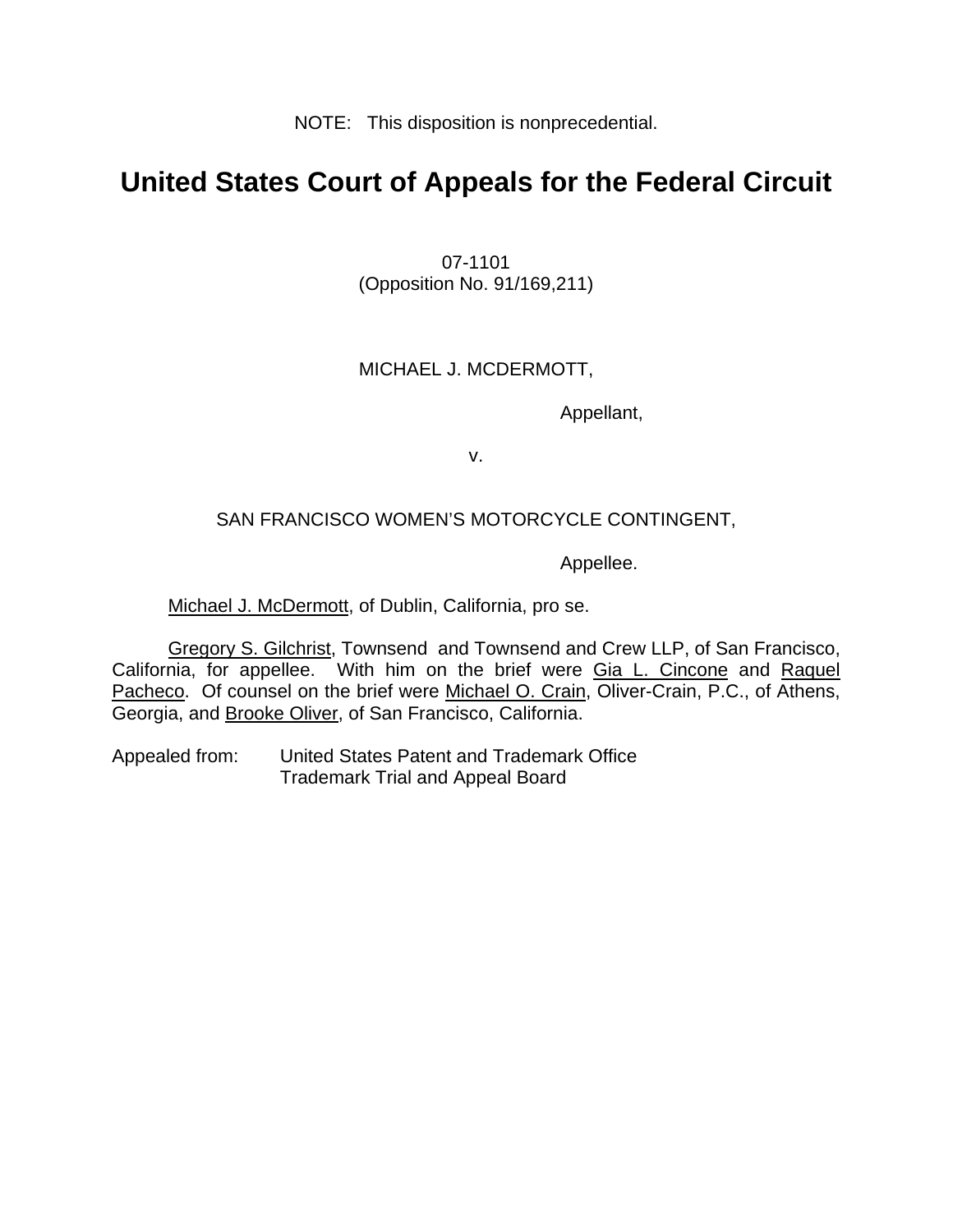NOTE: This disposition is nonprecedential.

# United States Court of Appeals for the Federal Circuit

07-1101
(Opposition No. 91/169,211)

MICHAEL J. MCDERMOTT,

Appellant,

v.

SAN FRANCISCO WOMEN'S MOTORCYCLE CONTINGENT,

Appellee.

Michael J. McDermott, of Dublin, California, pro se.

Gregory S. Gilchrist, Townsend and Townsend and Crew LLP, of San Francisco, California, for appellee. With him on the brief were Gia L. Cincone and Raquel Pacheco. Of counsel on the brief were Michael O. Crain, Oliver-Crain, P.C., of Athens, Georgia, and Brooke Oliver, of San Francisco, California.

Appealed from: United States Patent and Trademark Office
Trademark Trial and Appeal Board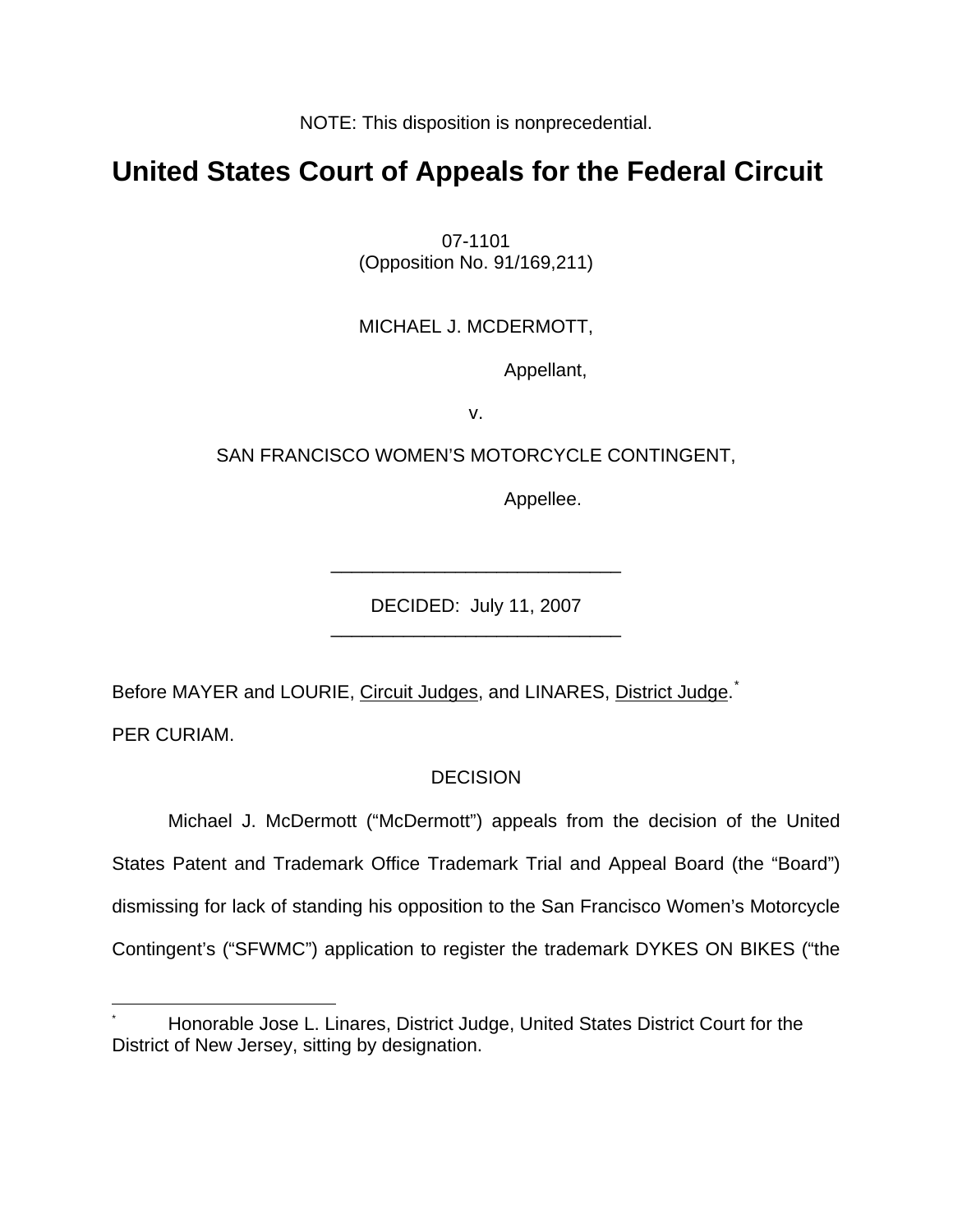NOTE: This disposition is nonprecedential.

# United States Court of Appeals for the Federal Circuit

07-1101
(Opposition No. 91/169,211)

MICHAEL J. MCDERMOTT,

Appellant,

v.

SAN FRANCISCO WOMEN'S MOTORCYCLE CONTINGENT,

Appellee.

---

DECIDED: July 11, 2007

---

Before MAYER and LOURIE, Circuit Judges, and LINARES, District Judge.[*]

PER CURIAM.

DECISION

Michael J. McDermott ("McDermott") appeals from the decision of the United States Patent and Trademark Office Trademark Trial and Appeal Board (the "Board") dismissing for lack of standing his opposition to the San Francisco Women's Motorcycle Contingent's ("SFWMC") application to register the trademark DYKES ON BIKES ("the

---

[*] Honorable Jose L. Linares, District Judge, United States District Court for the District of New Jersey, sitting by designation.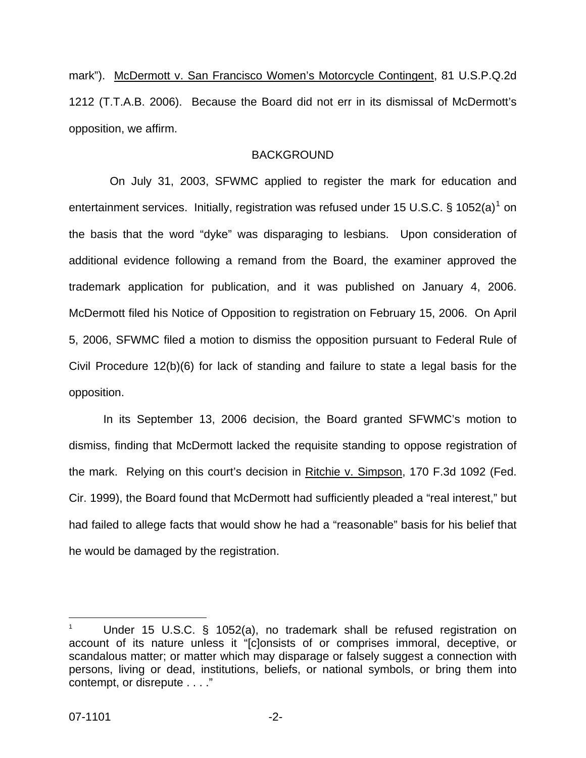mark"). McDermott v. San Francisco Women's Motorcycle Contingent, 81 U.S.P.Q.2d 1212 (T.T.A.B. 2006). Because the Board did not err in its dismissal of McDermott's opposition, we affirm.

## BACKGROUND

On July 31, 2003, SFWMC applied to register the mark for education and entertainment services. Initially, registration was refused under 15 U.S.C. § 1052(a)[1] on the basis that the word "dyke" was disparaging to lesbians. Upon consideration of additional evidence following a remand from the Board, the examiner approved the trademark application for publication, and it was published on January 4, 2006. McDermott filed his Notice of Opposition to registration on February 15, 2006. On April 5, 2006, SFWMC filed a motion to dismiss the opposition pursuant to Federal Rule of Civil Procedure 12(b)(6) for lack of standing and failure to state a legal basis for the opposition.

In its September 13, 2006 decision, the Board granted SFWMC's motion to dismiss, finding that McDermott lacked the requisite standing to oppose registration of the mark. Relying on this court's decision in Ritchie v. Simpson, 170 F.3d 1092 (Fed. Cir. 1999), the Board found that McDermott had sufficiently pleaded a "real interest," but had failed to allege facts that would show he had a "reasonable" basis for his belief that he would be damaged by the registration.

---

[1] Under 15 U.S.C. § 1052(a), no trademark shall be refused registration on account of its nature unless it "[c]onsists of or comprises immoral, deceptive, or scandalous matter; or matter which may disparage or falsely suggest a connection with persons, living or dead, institutions, beliefs, or national symbols, or bring them into contempt, or disrepute . . . ."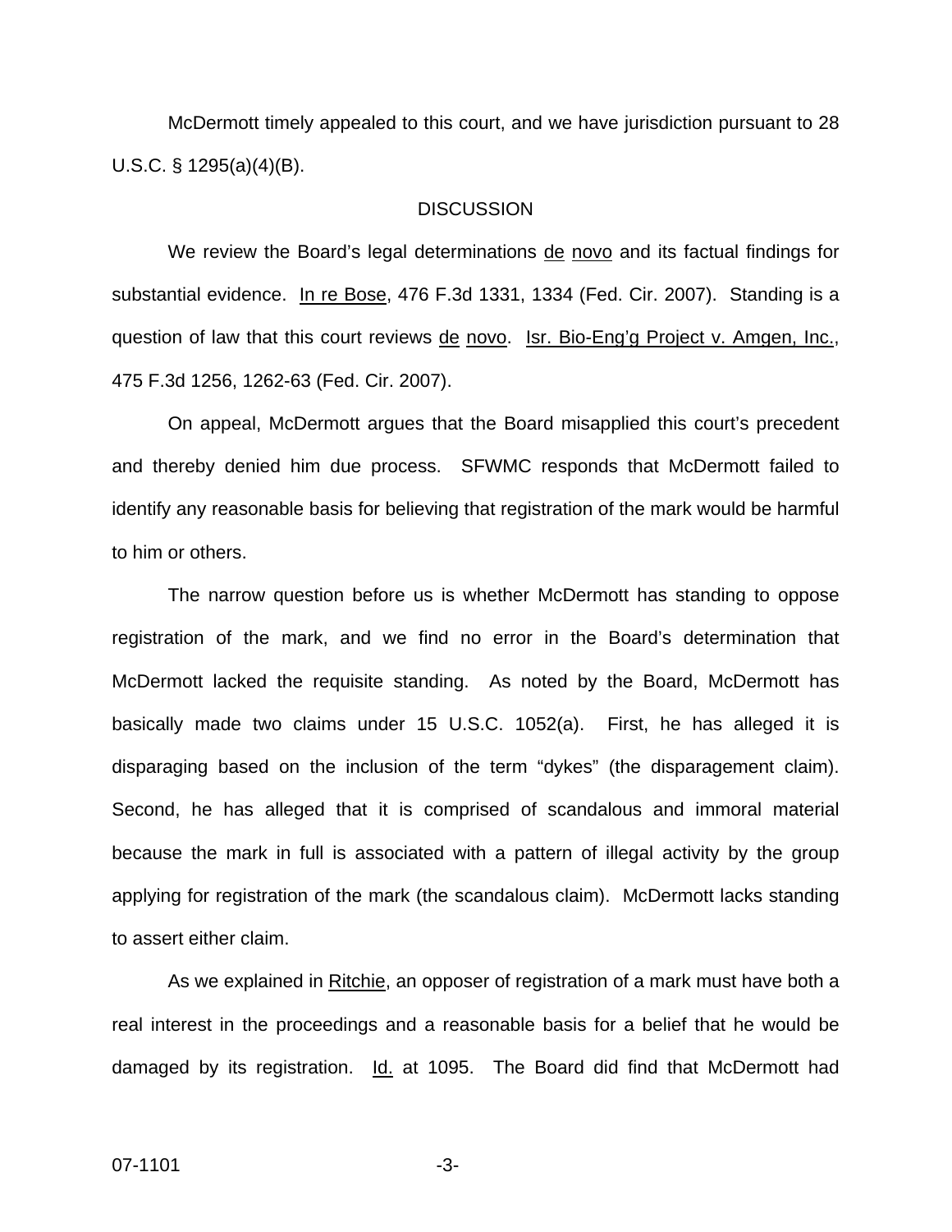McDermott timely appealed to this court, and we have jurisdiction pursuant to 28 U.S.C. § 1295(a)(4)(B).

## DISCUSSION

We review the Board's legal determinations de novo and its factual findings for substantial evidence. In re Bose, 476 F.3d 1331, 1334 (Fed. Cir. 2007). Standing is a question of law that this court reviews de novo. Isr. Bio-Eng'g Project v. Amgen, Inc., 475 F.3d 1256, 1262-63 (Fed. Cir. 2007).

On appeal, McDermott argues that the Board misapplied this court's precedent and thereby denied him due process. SFWMC responds that McDermott failed to identify any reasonable basis for believing that registration of the mark would be harmful to him or others.

The narrow question before us is whether McDermott has standing to oppose registration of the mark, and we find no error in the Board's determination that McDermott lacked the requisite standing. As noted by the Board, McDermott has basically made two claims under 15 U.S.C. 1052(a). First, he has alleged it is disparaging based on the inclusion of the term "dykes" (the disparagement claim). Second, he has alleged that it is comprised of scandalous and immoral material because the mark in full is associated with a pattern of illegal activity by the group applying for registration of the mark (the scandalous claim). McDermott lacks standing to assert either claim.

As we explained in Ritchie, an opposer of registration of a mark must have both a real interest in the proceedings and a reasonable basis for a belief that he would be damaged by its registration. Id. at 1095. The Board did find that McDermott had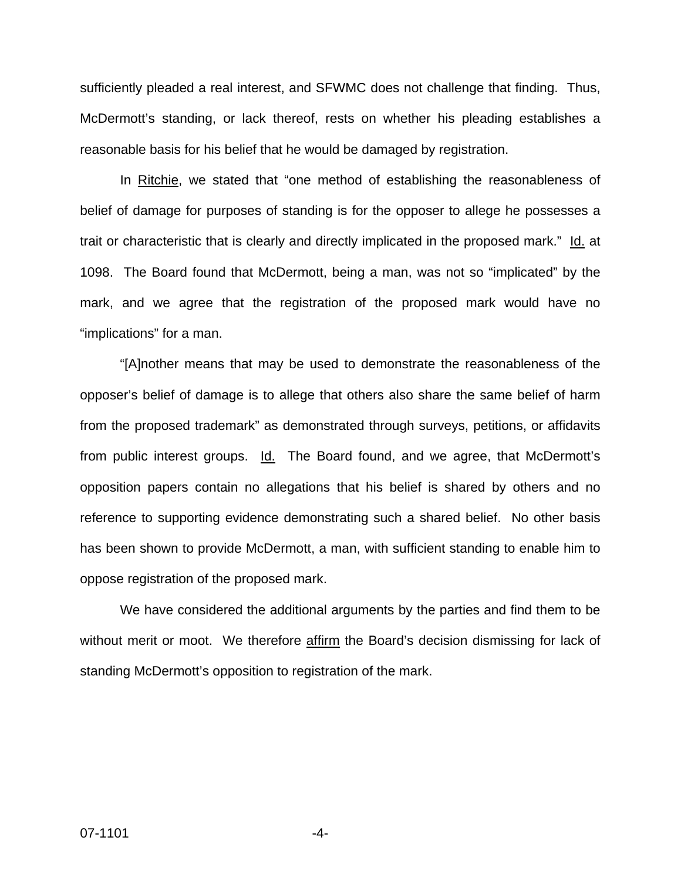sufficiently pleaded a real interest, and SFWMC does not challenge that finding. Thus, McDermott's standing, or lack thereof, rests on whether his pleading establishes a reasonable basis for his belief that he would be damaged by registration.

In Ritchie, we stated that "one method of establishing the reasonableness of belief of damage for purposes of standing is for the opposer to allege he possesses a trait or characteristic that is clearly and directly implicated in the proposed mark." Id. at 1098. The Board found that McDermott, being a man, was not so "implicated" by the mark, and we agree that the registration of the proposed mark would have no "implications" for a man.

"[A]nother means that may be used to demonstrate the reasonableness of the opposer's belief of damage is to allege that others also share the same belief of harm from the proposed trademark" as demonstrated through surveys, petitions, or affidavits from public interest groups. Id. The Board found, and we agree, that McDermott's opposition papers contain no allegations that his belief is shared by others and no reference to supporting evidence demonstrating such a shared belief. No other basis has been shown to provide McDermott, a man, with sufficient standing to enable him to oppose registration of the proposed mark.

We have considered the additional arguments by the parties and find them to be without merit or moot. We therefore affirm the Board's decision dismissing for lack of standing McDermott's opposition to registration of the mark.